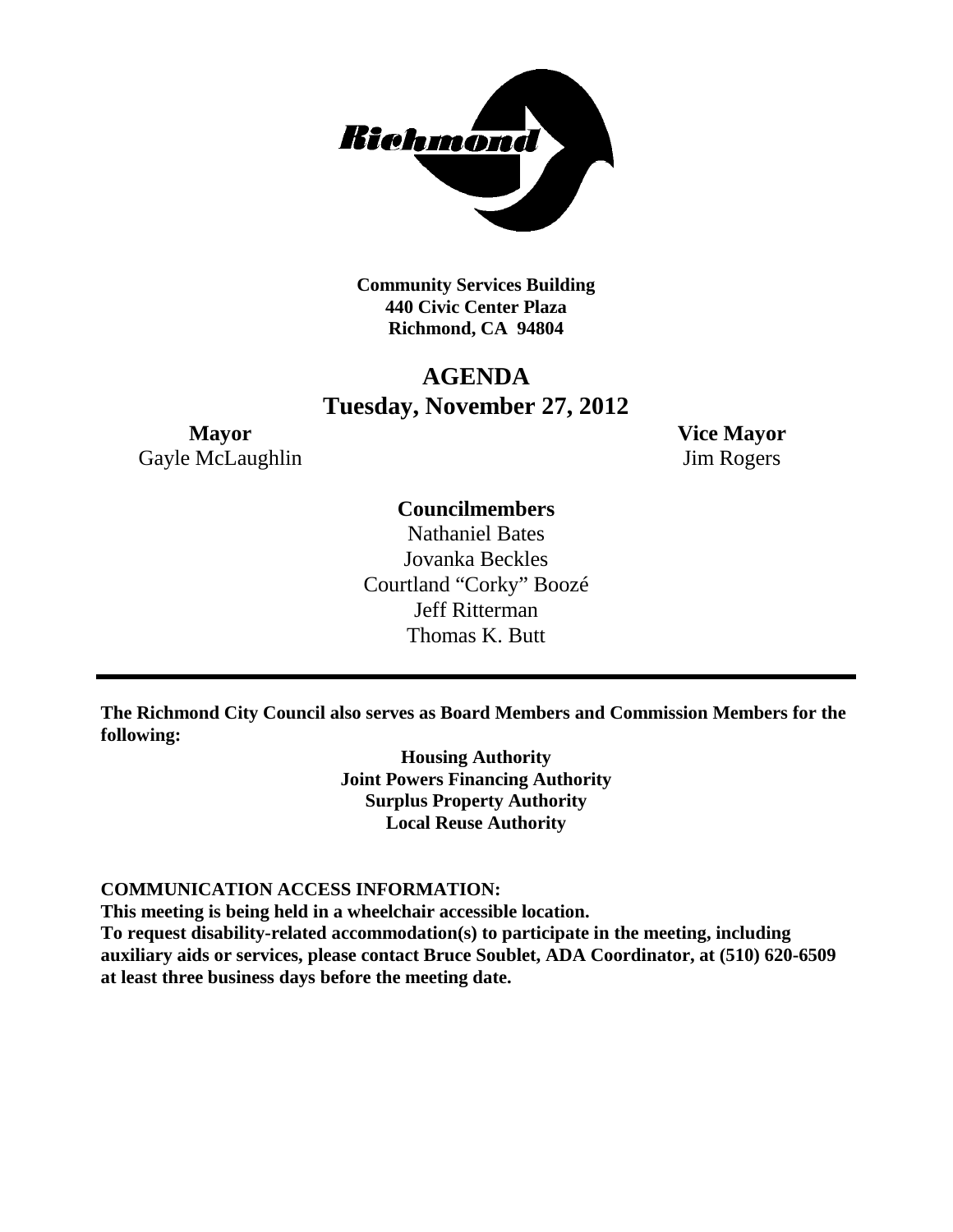**Community Services Building**
**440 Civic Center Plaza**
**Richmond, CA 94804**

# AGENDA
## Tuesday, November 27, 2012

**Mayor**
Gayle McLaughlin

**Vice Mayor**
Jim Rogers

**Councilmembers**
Nathaniel Bates
Jovanka Beckles
Courtland "Corky" Boozé
Jeff Ritterman
Thomas K. Butt

---

**The Richmond City Council also serves as Board Members and Commission Members for the following:**

**Housing Authority**
**Joint Powers Financing Authority**
**Surplus Property Authority**
**Local Reuse Authority**

**COMMUNICATION ACCESS INFORMATION:**
**This meeting is being held in a wheelchair accessible location.**
**To request disability-related accommodation(s) to participate in the meeting, including auxiliary aids or services, please contact Bruce Soublet, ADA Coordinator, at (510) 620-6509 at least three business days before the meeting date.**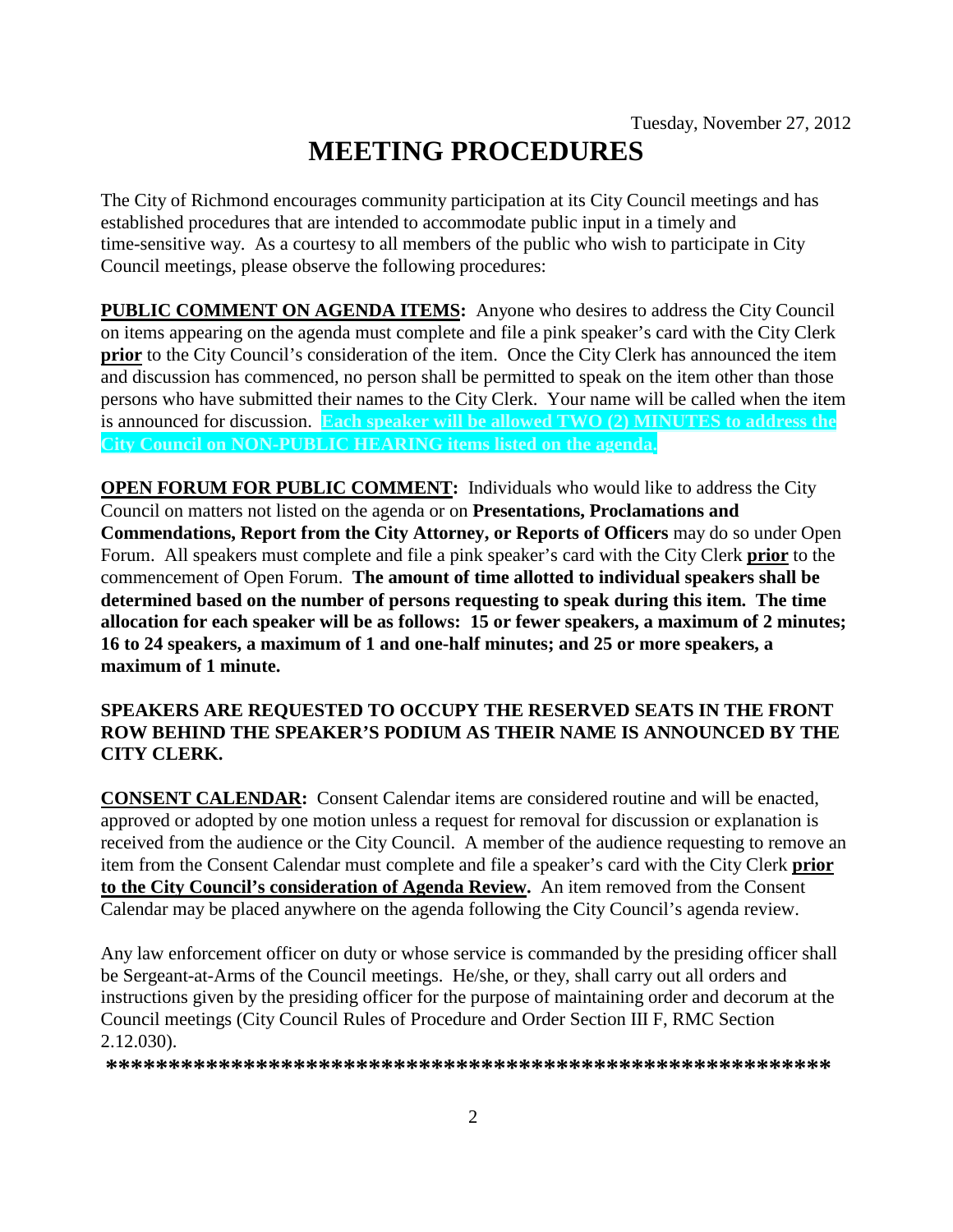Tuesday, November 27, 2012

# MEETING PROCEDURES

The City of Richmond encourages community participation at its City Council meetings and has established procedures that are intended to accommodate public input in a timely and time-sensitive way. As a courtesy to all members of the public who wish to participate in City Council meetings, please observe the following procedures:

**PUBLIC COMMENT ON AGENDA ITEMS:** Anyone who desires to address the City Council on items appearing on the agenda must complete and file a pink speaker's card with the City Clerk **prior** to the City Council's consideration of the item. Once the City Clerk has announced the item and discussion has commenced, no person shall be permitted to speak on the item other than those persons who have submitted their names to the City Clerk. Your name will be called when the item is announced for discussion. **Each speaker will be allowed TWO (2) MINUTES to address the City Council on NON-PUBLIC HEARING items listed on the agenda.**

**OPEN FORUM FOR PUBLIC COMMENT:** Individuals who would like to address the City Council on matters not listed on the agenda or on **Presentations, Proclamations and Commendations, Report from the City Attorney, or Reports of Officers** may do so under Open Forum. All speakers must complete and file a pink speaker's card with the City Clerk **prior** to the commencement of Open Forum. **The amount of time allotted to individual speakers shall be determined based on the number of persons requesting to speak during this item. The time allocation for each speaker will be as follows: 15 or fewer speakers, a maximum of 2 minutes; 16 to 24 speakers, a maximum of 1 and one-half minutes; and 25 or more speakers, a maximum of 1 minute.**

**SPEAKERS ARE REQUESTED TO OCCUPY THE RESERVED SEATS IN THE FRONT ROW BEHIND THE SPEAKER'S PODIUM AS THEIR NAME IS ANNOUNCED BY THE CITY CLERK.**

**CONSENT CALENDAR:** Consent Calendar items are considered routine and will be enacted, approved or adopted by one motion unless a request for removal for discussion or explanation is received from the audience or the City Council. A member of the audience requesting to remove an item from the Consent Calendar must complete and file a speaker's card with the City Clerk **prior to the City Council's consideration of Agenda Review.** An item removed from the Consent Calendar may be placed anywhere on the agenda following the City Council's agenda review.

Any law enforcement officer on duty or whose service is commanded by the presiding officer shall be Sergeant-at-Arms of the Council meetings. He/she, or they, shall carry out all orders and instructions given by the presiding officer for the purpose of maintaining order and decorum at the Council meetings (City Council Rules of Procedure and Order Section III F, RMC Section 2.12.030).

**************************************************************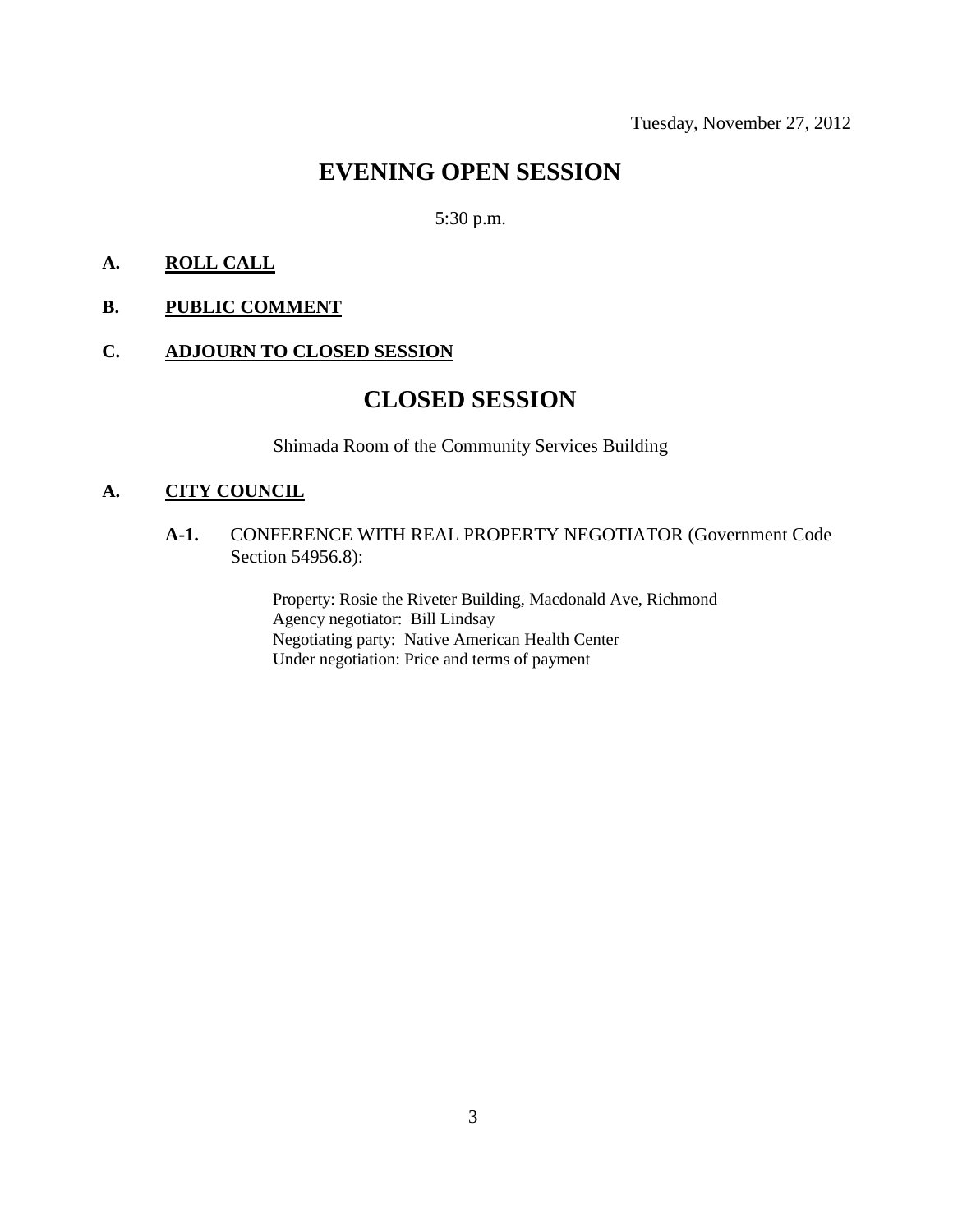Tuesday, November 27, 2012

# EVENING OPEN SESSION

5:30 p.m.

**A. <u>ROLL CALL</u>**

**B. <u>PUBLIC COMMENT</u>**

**C. <u>ADJOURN TO CLOSED SESSION</u>**

# CLOSED SESSION

Shimada Room of the Community Services Building

**A. <u>CITY COUNCIL</u>**

**A-1.** CONFERENCE WITH REAL PROPERTY NEGOTIATOR (Government Code Section 54956.8):

Property: Rosie the Riveter Building, Macdonald Ave, Richmond
Agency negotiator: Bill Lindsay
Negotiating party: Native American Health Center
Under negotiation: Price and terms of payment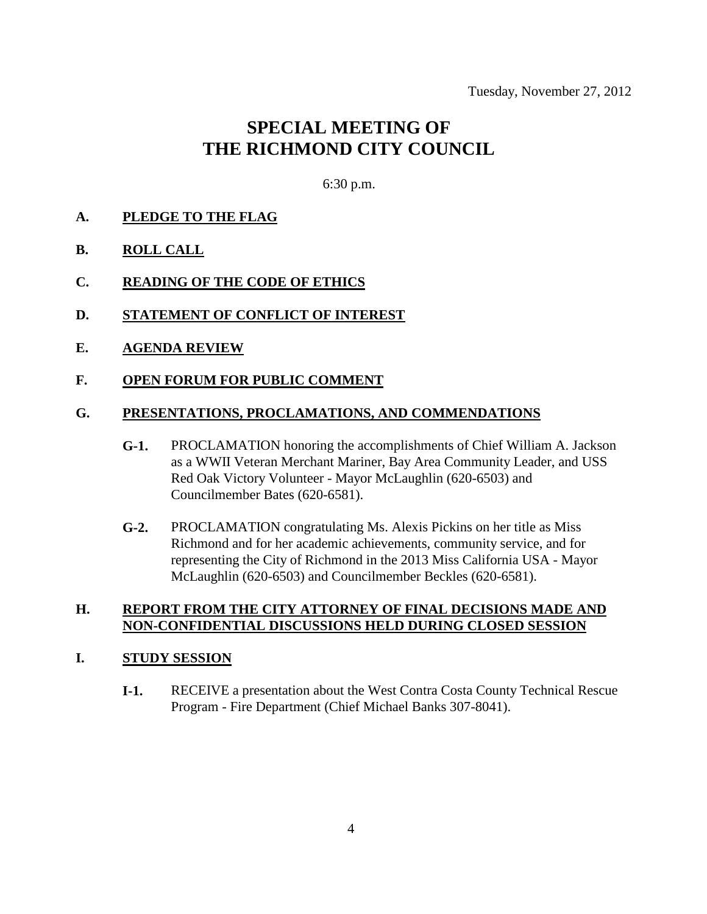Tuesday, November 27, 2012

# SPECIAL MEETING OF THE RICHMOND CITY COUNCIL

6:30 p.m.

**A. PLEDGE TO THE FLAG**

**B. ROLL CALL**

**C. READING OF THE CODE OF ETHICS**

**D. STATEMENT OF CONFLICT OF INTEREST**

**E. AGENDA REVIEW**

**F. OPEN FORUM FOR PUBLIC COMMENT**

**G. PRESENTATIONS, PROCLAMATIONS, AND COMMENDATIONS**

**G-1.** PROCLAMATION honoring the accomplishments of Chief William A. Jackson as a WWII Veteran Merchant Mariner, Bay Area Community Leader, and USS Red Oak Victory Volunteer - Mayor McLaughlin (620-6503) and Councilmember Bates (620-6581).

**G-2.** PROCLAMATION congratulating Ms. Alexis Pickins on her title as Miss Richmond and for her academic achievements, community service, and for representing the City of Richmond in the 2013 Miss California USA - Mayor McLaughlin (620-6503) and Councilmember Beckles (620-6581).

**H. REPORT FROM THE CITY ATTORNEY OF FINAL DECISIONS MADE AND NON-CONFIDENTIAL DISCUSSIONS HELD DURING CLOSED SESSION**

**I. STUDY SESSION**

**I-1.** RECEIVE a presentation about the West Contra Costa County Technical Rescue Program - Fire Department (Chief Michael Banks 307-8041).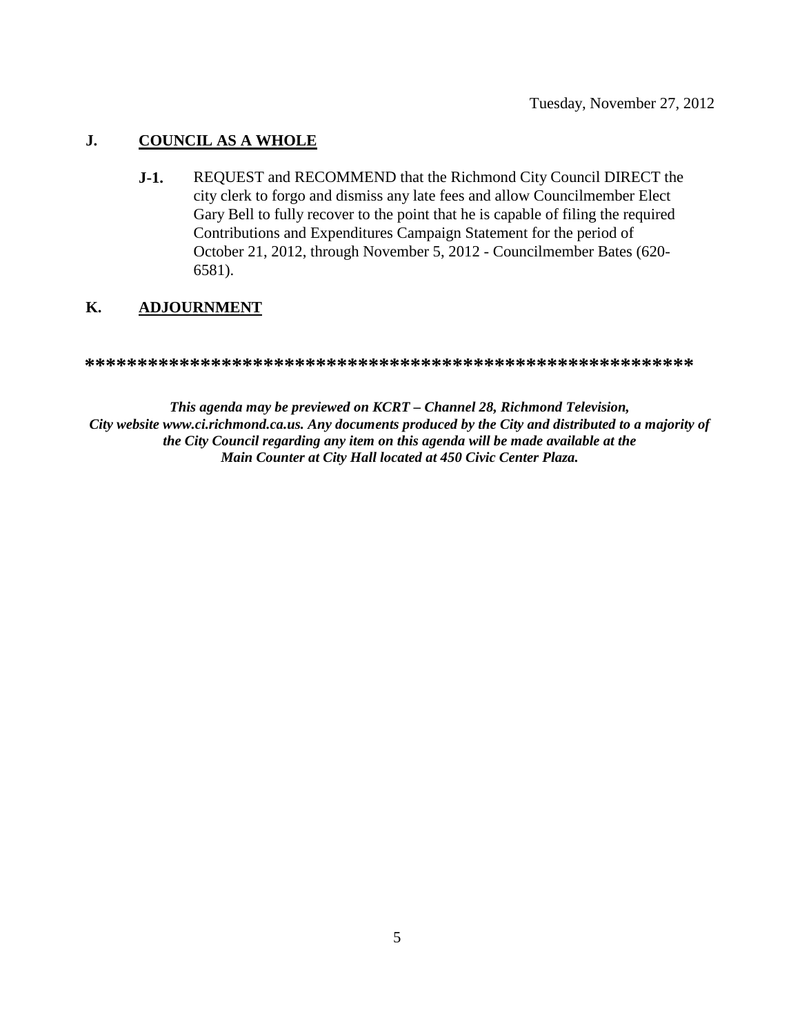Tuesday, November 27, 2012

## J. COUNCIL AS A WHOLE

**J-1.** REQUEST and RECOMMEND that the Richmond City Council DIRECT the city clerk to forgo and dismiss any late fees and allow Councilmember Elect Gary Bell to fully recover to the point that he is capable of filing the required Contributions and Expenditures Campaign Statement for the period of October 21, 2012, through November 5, 2012 - Councilmember Bates (620-6581).

## K. ADJOURNMENT

**************************************************************

***This agenda may be previewed on KCRT – Channel 28, Richmond Television, City website www.ci.richmond.ca.us. Any documents produced by the City and distributed to a majority of the City Council regarding any item on this agenda will be made available at the Main Counter at City Hall located at 450 Civic Center Plaza.***